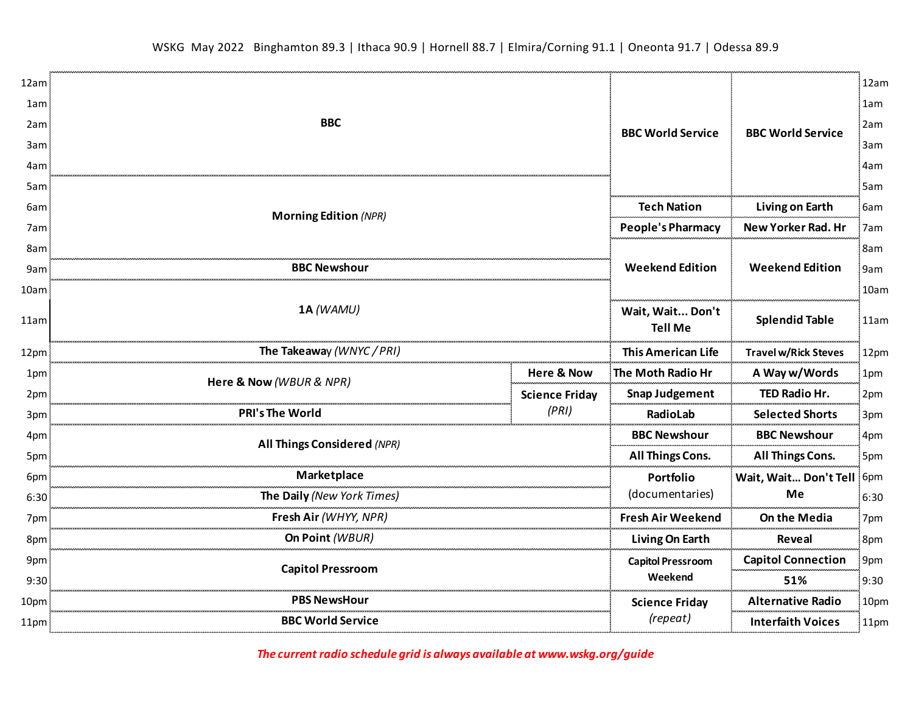WSKG May 2022 Binghamton 89.3 | Ithaca 90.9 | Hornell 88.7 | Elmira/Corning 91.1 | Oneonta 91.7 | Odessa 89.9

| Time | Monday–Friday | | Saturday | Sunday |
|---|---|---|---|---|
| 12am | **BBC** | | **BBC World Service** | **BBC World Service** |
| 1am | **BBC** | | **BBC World Service** | **BBC World Service** |
| 2am | **BBC** | | **BBC World Service** | **BBC World Service** |
| 3am | **BBC** | | **BBC World Service** | **BBC World Service** |
| 4am | **BBC** | | **BBC World Service** | **BBC World Service** |
| 5am | **Morning Edition** *(NPR)* | | **BBC World Service** | **BBC World Service** |
| 6am | **Morning Edition** *(NPR)* | | **Tech Nation** | **Living on Earth** |
| 7am | **Morning Edition** *(NPR)* | | **People's Pharmacy** | **New Yorker Rad. Hr** |
| 8am | **Morning Edition** *(NPR)* | | **Weekend Edition** | **Weekend Edition** |
| 9am | **BBC Newshour** | | **Weekend Edition** | **Weekend Edition** |
| 10am | **1A** *(WAMU)* | | **Weekend Edition** | **Weekend Edition** |
| 11am | **1A** *(WAMU)* | | **Wait, Wait... Don't Tell Me** | **Splendid Table** |
| 12pm | **The Takeaway** *(WNYC / PRI)* | | **This American Life** | **Travel w/Rick Steves** |
| 1pm | **Here & Now** *(WBUR & NPR)* | **Here & Now** | **The Moth Radio Hr** | **A Way w/Words** |
| 2pm | **Here & Now** *(WBUR & NPR)* | **Science Friday** *(PRI)* | **Snap Judgement** | **TED Radio Hr.** |
| 3pm | **PRI's The World** | **Science Friday** *(PRI)* | **RadioLab** | **Selected Shorts** |
| 4pm | **All Things Considered** *(NPR)* | | **BBC Newshour** | **BBC Newshour** |
| 5pm | **All Things Considered** *(NPR)* | | **All Things Cons.** | **All Things Cons.** |
| 6pm | **Marketplace** | | **Portfolio** (documentaries) | **Wait, Wait... Don't Tell Me** |
| 6:30 | **The Daily** *(New York Times)* | | **Portfolio** (documentaries) | **Wait, Wait... Don't Tell Me** |
| 7pm | **Fresh Air** *(WHYY, NPR)* | | **Fresh Air Weekend** | **On the Media** |
| 8pm | **On Point** *(WBUR)* | | **Living On Earth** | **Reveal** |
| 9pm | **Capitol Pressroom** | | **Capitol Pressroom Weekend** | **Capitol Connection** |
| 9:30 | **Capitol Pressroom** | | **Capitol Pressroom Weekend** | **51%** |
| 10pm | **PBS NewsHour** | | **Science Friday** *(repeat)* | **Alternative Radio** |
| 11pm | **BBC World Service** | | **Science Friday** *(repeat)* | **Interfaith Voices** |

*The current radio schedule grid is always available at www.wskg.org/guide*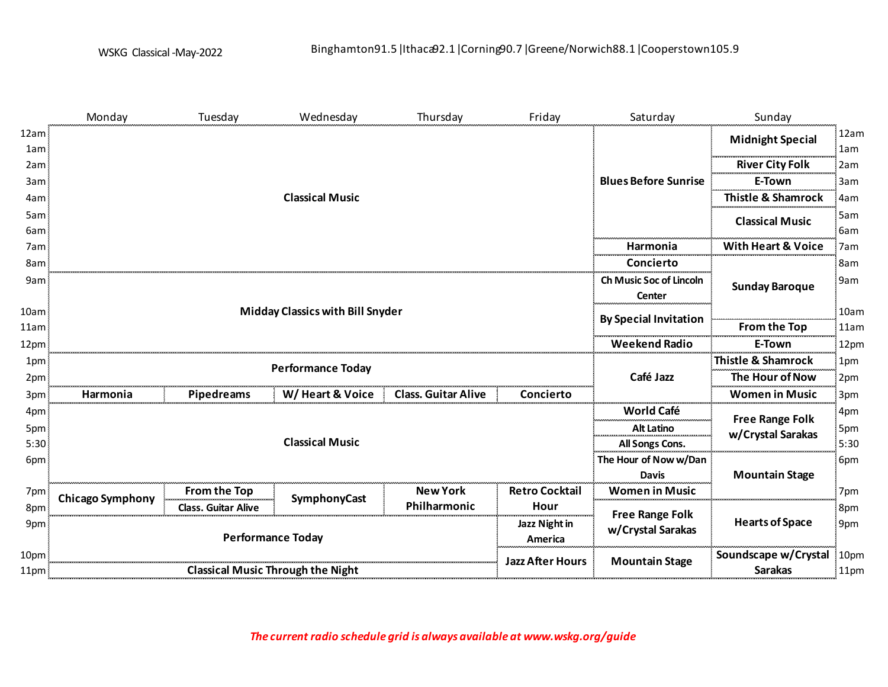WSKG Classical -May-2022

Binghamton91.5 |Ithaca92.1 |Corning90.7 |Greene/Norwich88.1 |Cooperstown105.9

| | Monday | Tuesday | Wednesday | Thursday | Friday | Saturday | Sunday | |
|---|---|---|---|---|---|---|---|---|
| 12am | Classical Music | | | | | Blues Before Sunrise | Midnight Special | 12am |
| 1am | | | | | | | | 1am |
| 2am | | | | | | | River City Folk | 2am |
| 3am | | | | | | | E-Town | 3am |
| 4am | | | | | | | Thistle & Shamrock | 4am |
| 5am | | | | | | | Classical Music | 5am |
| 6am | | | | | | | | 6am |
| 7am | | | | | | Harmonia | With Heart & Voice | 7am |
| 8am | | | | | | Concierto | Sunday Baroque | 8am |
| 9am | Midday Classics with Bill Snyder | | | | | Ch Music Soc of Lincoln Center | | 9am |
| 10am | | | | | | By Special Invitation | | 10am |
| 11am | | | | | | | From the Top | 11am |
| 12pm | | | | | | Weekend Radio | E-Town | 12pm |
| 1pm | Performance Today | | | | | Café Jazz | Thistle & Shamrock | 1pm |
| 2pm | | | | | | | The Hour of Now | 2pm |
| 3pm | Harmonia | Pipedreams | W/ Heart & Voice | Class. Guitar Alive | Concierto | | Women in Music | 3pm |
| 4pm | Classical Music | | | | | World Café | Free Range Folk w/Crystal Sarakas | 4pm |
| 5pm | | | | | | Alt Latino | | 5pm |
| 5:30 | | | | | | All Songs Cons. | | 5:30 |
| 6pm | | | | | | The Hour of Now w/Dan Davis | Mountain Stage | 6pm |
| 7pm | Chicago Symphony | From the Top | SymphonyCast | New York Philharmonic | Retro Cocktail Hour | Women in Music | | 7pm |
| 8pm | | Class. Guitar Alive | | | | Free Range Folk w/Crystal Sarakas | Hearts of Space | 8pm |
| 9pm | Performance Today | | | | Jazz Night in America | | | 9pm |
| 10pm | | | | | Jazz After Hours | Mountain Stage | Soundscape w/Crystal Sarakas | 10pm |
| 11pm | Classical Music Through the Night | | | | | | | 11pm |

*The current radio schedule grid is always available at www.wskg.org/guide*